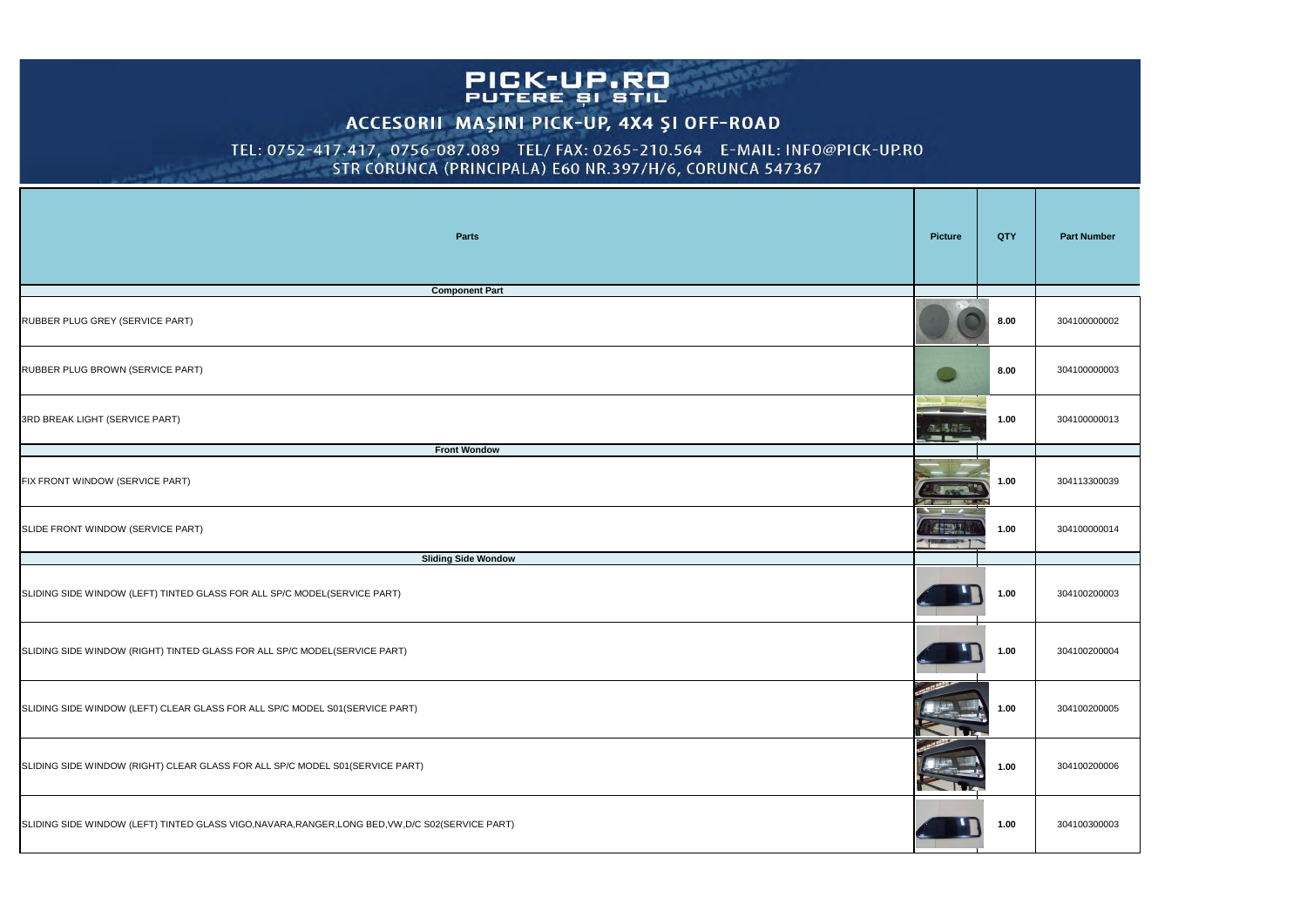# PICK-UP.RO
## PUTERE ŞI STIL

### ACCESORII MAŞINI PICK-UP, 4X4 ŞI OFF-ROAD

TEL: 0752-417.417, 0756-087.089 TEL/ FAX: 0265-210.564 E-MAIL: INFO@PICK-UP.RO
STR CORUNCA (PRINCIPALA) E60 NR.397/H/6, CORUNCA 547367

| Parts | Picture | QTY | Part Number |
| --- | --- | --- | --- |
| **Component Part** | | | |
| RUBBER PLUG GREY (SERVICE PART) | | 8.00 | 304100000002 |
| RUBBER PLUG BROWN (SERVICE PART) | | 8.00 | 304100000003 |
| 3RD BREAK LIGHT (SERVICE PART) | | 1.00 | 304100000013 |
| **Front Wondow** | | | |
| FIX FRONT WINDOW (SERVICE PART) | | 1.00 | 304113300039 |
| SLIDE FRONT WINDOW (SERVICE PART) | | 1.00 | 304100000014 |
| **Sliding Side Wondow** | | | |
| SLIDING SIDE WINDOW (LEFT) TINTED GLASS FOR ALL SP/C MODEL(SERVICE PART) | | 1.00 | 304100200003 |
| SLIDING SIDE WINDOW (RIGHT) TINTED GLASS FOR ALL SP/C MODEL(SERVICE PART) | | 1.00 | 304100200004 |
| SLIDING SIDE WINDOW (LEFT) CLEAR GLASS FOR ALL SP/C MODEL S01(SERVICE PART) | | 1.00 | 304100200005 |
| SLIDING SIDE WINDOW (RIGHT) CLEAR GLASS FOR ALL SP/C MODEL S01(SERVICE PART) | | 1.00 | 304100200006 |
| SLIDING SIDE WINDOW (LEFT) TINTED GLASS VIGO,NAVARA,RANGER,LONG BED,VW,D/C S02(SERVICE PART) | | 1.00 | 304100300003 |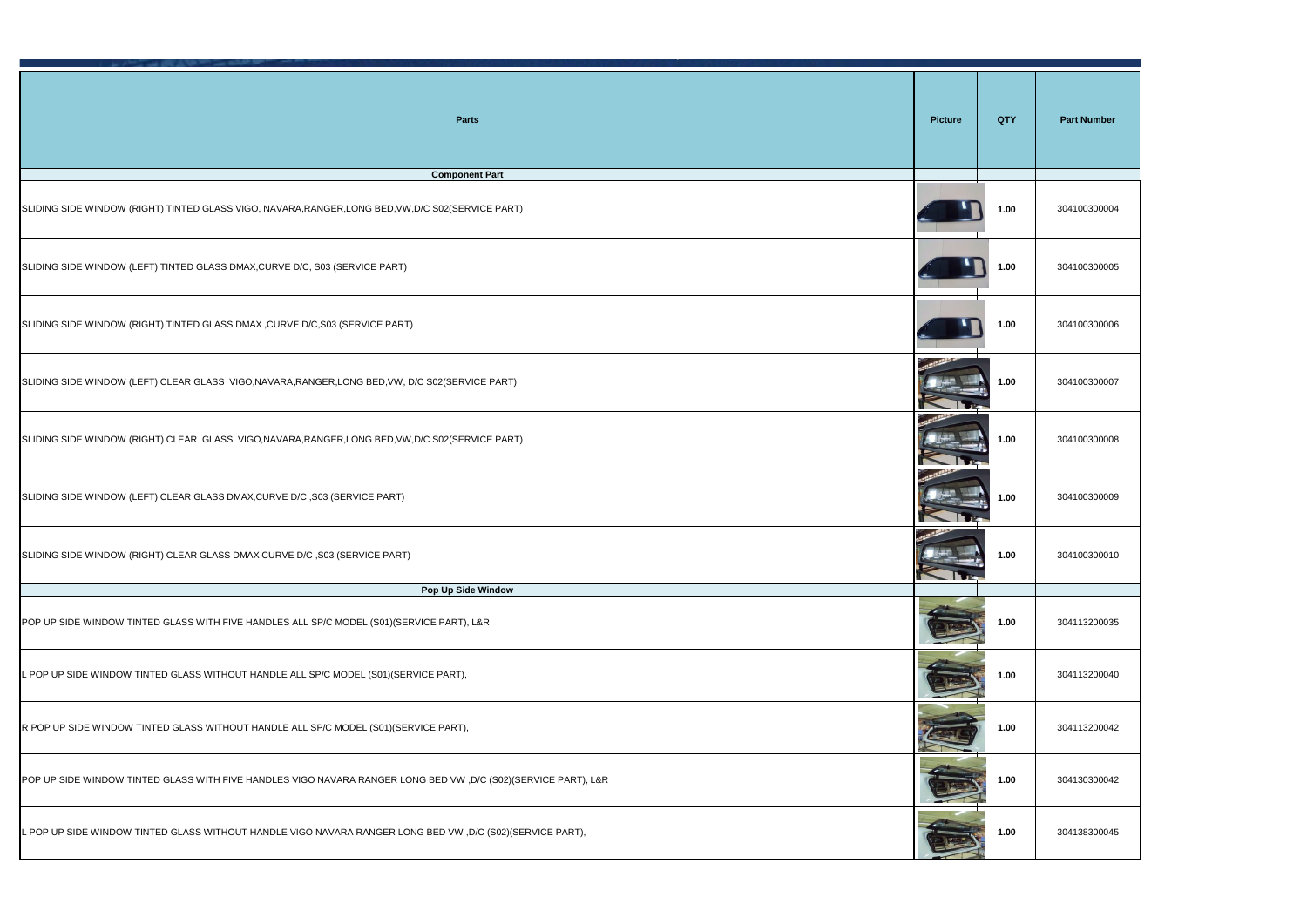| Parts | Picture | QTY | Part Number |
|---|---|---|---|
| **Component Part** | | | |
| SLIDING SIDE WINDOW (RIGHT) TINTED GLASS VIGO, NAVARA,RANGER,LONG BED,VW,D/C S02(SERVICE PART) | | 1.00 | 304100300004 |
| SLIDING SIDE WINDOW (LEFT) TINTED GLASS DMAX,CURVE D/C, S03 (SERVICE PART) | | 1.00 | 304100300005 |
| SLIDING SIDE WINDOW (RIGHT) TINTED GLASS DMAX ,CURVE D/C,S03 (SERVICE PART) | | 1.00 | 304100300006 |
| SLIDING SIDE WINDOW (LEFT) CLEAR GLASS VIGO,NAVARA,RANGER,LONG BED,VW, D/C S02(SERVICE PART) | | 1.00 | 304100300007 |
| SLIDING SIDE WINDOW (RIGHT) CLEAR GLASS VIGO,NAVARA,RANGER,LONG BED,VW,D/C S02(SERVICE PART) | | 1.00 | 304100300008 |
| SLIDING SIDE WINDOW (LEFT) CLEAR GLASS DMAX,CURVE D/C ,S03 (SERVICE PART) | | 1.00 | 304100300009 |
| SLIDING SIDE WINDOW (RIGHT) CLEAR GLASS DMAX CURVE D/C ,S03 (SERVICE PART) | | 1.00 | 304100300010 |
| **Pop Up Side Window** | | | |
| POP UP SIDE WINDOW TINTED GLASS WITH FIVE HANDLES ALL SP/C MODEL (S01)(SERVICE PART), L&R | | 1.00 | 304113200035 |
| L POP UP SIDE WINDOW TINTED GLASS WITHOUT HANDLE ALL SP/C MODEL (S01)(SERVICE PART), | | 1.00 | 304113200040 |
| R POP UP SIDE WINDOW TINTED GLASS WITHOUT HANDLE ALL SP/C MODEL (S01)(SERVICE PART), | | 1.00 | 304113200042 |
| POP UP SIDE WINDOW TINTED GLASS WITH FIVE HANDLES VIGO NAVARA RANGER LONG BED VW ,D/C (S02)(SERVICE PART), L&R | | 1.00 | 304130300042 |
| L POP UP SIDE WINDOW TINTED GLASS WITHOUT HANDLE VIGO NAVARA RANGER LONG BED VW ,D/C (S02)(SERVICE PART), | | 1.00 | 304138300045 |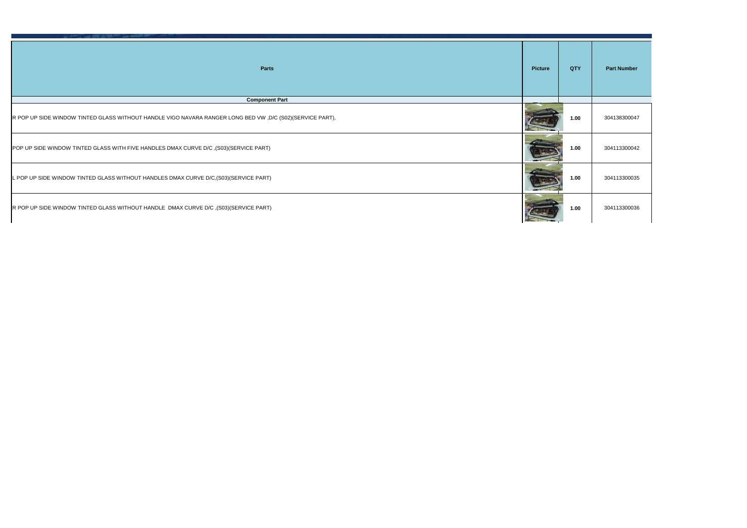| Parts | Picture | QTY | Part Number |
|---|---|---|---|
| **Component Part** | | | |
| R POP UP SIDE WINDOW TINTED GLASS WITHOUT HANDLE VIGO NAVARA RANGER LONG BED VW ,D/C (S02)(SERVICE PART), | | 1.00 | 304138300047 |
| POP UP SIDE WINDOW TINTED GLASS WITH FIVE HANDLES DMAX CURVE D/C ,(S03)(SERVICE PART) | | 1.00 | 304113300042 |
| L POP UP SIDE WINDOW TINTED GLASS WITHOUT HANDLES DMAX CURVE D/C,(S03)(SERVICE PART) | | 1.00 | 304113300035 |
| R POP UP SIDE WINDOW TINTED GLASS WITHOUT HANDLE DMAX CURVE D/C ,(S03)(SERVICE PART) | | 1.00 | 304113300036 |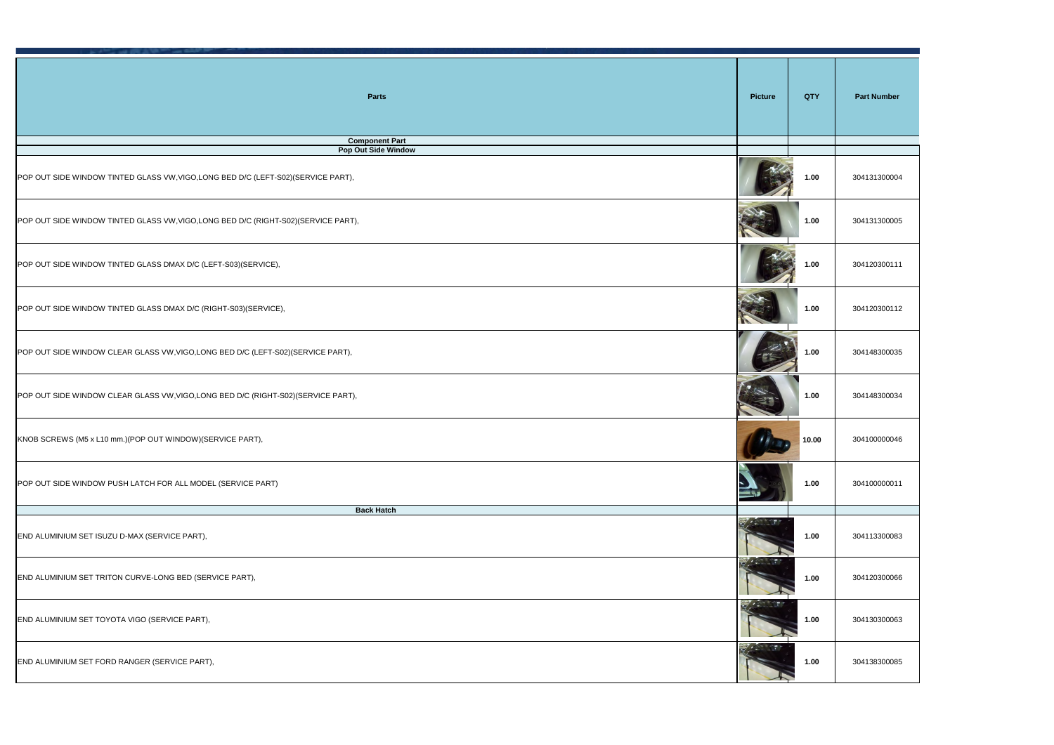| Parts | Picture | QTY | Part Number |
|---|---|---|---|
| **Component Part** | | | |
| **Pop Out Side Window** | | | |
| POP OUT SIDE WINDOW TINTED GLASS VW,VIGO,LONG BED D/C (LEFT-S02)(SERVICE PART), | | 1.00 | 304131300004 |
| POP OUT SIDE WINDOW TINTED GLASS VW,VIGO,LONG BED D/C (RIGHT-S02)(SERVICE PART), | | 1.00 | 304131300005 |
| POP OUT SIDE WINDOW TINTED GLASS DMAX D/C (LEFT-S03)(SERVICE), | | 1.00 | 304120300111 |
| POP OUT SIDE WINDOW TINTED GLASS DMAX D/C (RIGHT-S03)(SERVICE), | | 1.00 | 304120300112 |
| POP OUT SIDE WINDOW CLEAR GLASS VW,VIGO,LONG BED D/C (LEFT-S02)(SERVICE PART), | | 1.00 | 304148300035 |
| POP OUT SIDE WINDOW CLEAR GLASS VW,VIGO,LONG BED D/C (RIGHT-S02)(SERVICE PART), | | 1.00 | 304148300034 |
| KNOB SCREWS (M5 x L10 mm.)(POP OUT WINDOW)(SERVICE PART), | | 10.00 | 304100000046 |
| POP OUT SIDE WINDOW PUSH LATCH FOR ALL MODEL (SERVICE PART) | | 1.00 | 304100000011 |
| **Back Hatch** | | | |
| END ALUMINIUM SET ISUZU D-MAX (SERVICE PART), | | 1.00 | 304113300083 |
| END ALUMINIUM SET TRITON CURVE-LONG BED (SERVICE PART), | | 1.00 | 304120300066 |
| END ALUMINIUM SET TOYOTA VIGO (SERVICE PART), | | 1.00 | 304130300063 |
| END ALUMINIUM SET FORD RANGER (SERVICE PART), | | 1.00 | 304138300085 |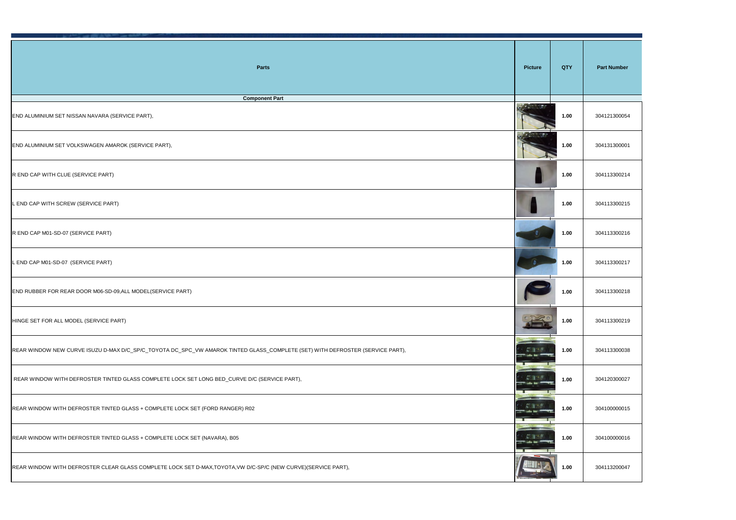| Parts | Picture | QTY | Part Number |
|---|---|---|---|
| **Component Part** | | | |
| END ALUMINIUM SET NISSAN NAVARA (SERVICE PART), | | 1.00 | 304121300054 |
| END ALUMINIUM SET VOLKSWAGEN AMAROK (SERVICE PART), | | 1.00 | 304131300001 |
| R END CAP WITH CLUE (SERVICE PART) | | 1.00 | 304113300214 |
| L END CAP WITH SCREW (SERVICE PART) | | 1.00 | 304113300215 |
| R END CAP M01-SD-07 (SERVICE PART) | | 1.00 | 304113300216 |
| L END CAP M01-SD-07 (SERVICE PART) | | 1.00 | 304113300217 |
| END RUBBER FOR REAR DOOR M06-SD-09,ALL MODEL(SERVICE PART) | | 1.00 | 304113300218 |
| HINGE SET FOR ALL MODEL (SERVICE PART) | | 1.00 | 304113300219 |
| REAR WINDOW NEW CURVE ISUZU D-MAX D/C_SP/C_TOYOTA DC_SPC_VW AMAROK TINTED GLASS_COMPLETE (SET) WITH DEFROSTER (SERVICE PART), | | 1.00 | 304113300038 |
| REAR WINDOW WITH DEFROSTER TINTED GLASS COMPLETE LOCK SET LONG BED_CURVE D/C (SERVICE PART), | | 1.00 | 304120300027 |
| REAR WINDOW WITH DEFROSTER TINTED GLASS + COMPLETE LOCK SET (FORD RANGER) R02 | | 1.00 | 304100000015 |
| REAR WINDOW WITH DEFROSTER TINTED GLASS + COMPLETE LOCK SET (NAVARA), B05 | | 1.00 | 304100000016 |
| REAR WINDOW WITH DEFROSTER CLEAR GLASS COMPLETE LOCK SET D-MAX,TOYOTA,VW D/C-SP/C (NEW CURVE)(SERVICE PART), | | 1.00 | 304113200047 |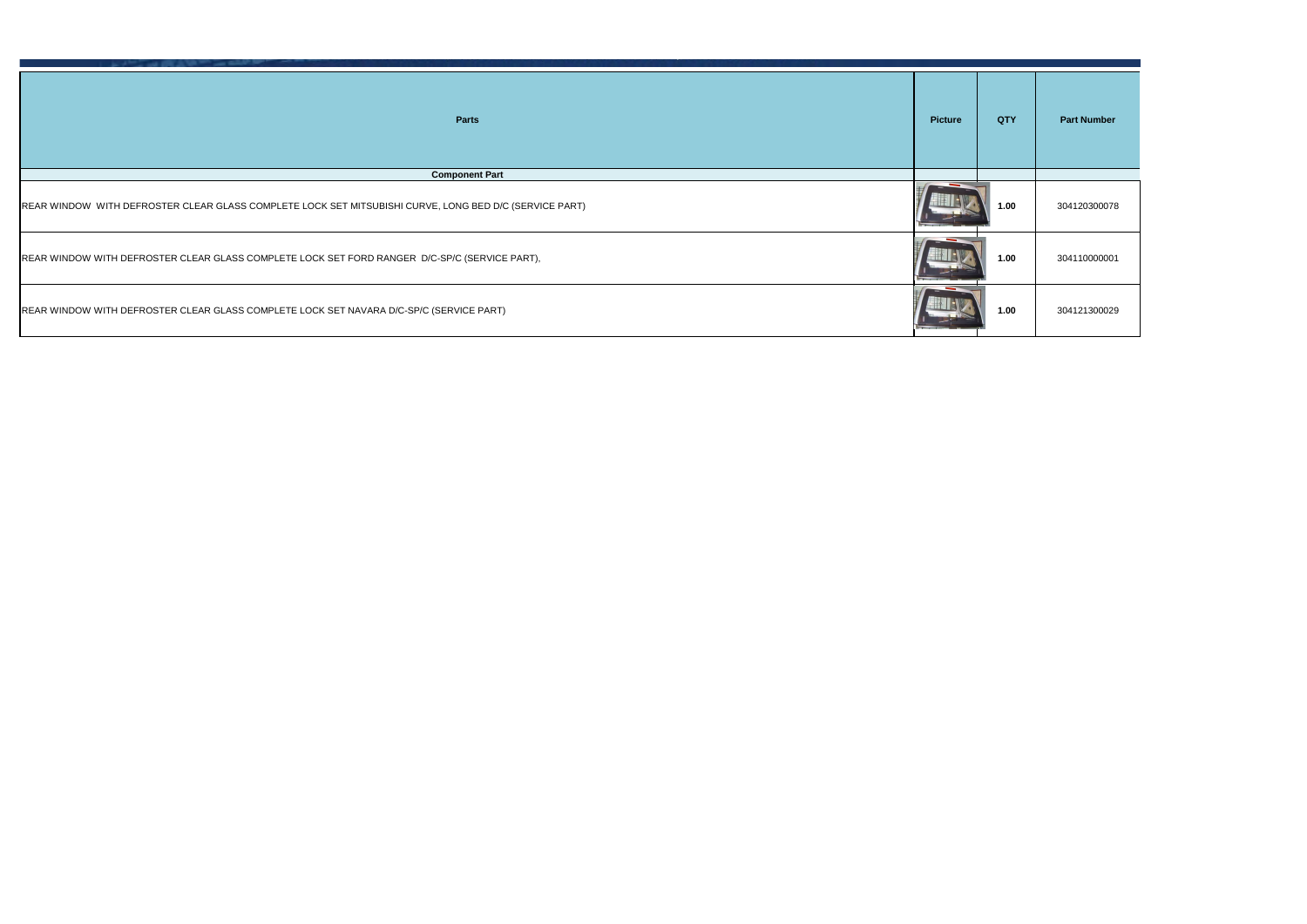| Parts | Picture | QTY | Part Number |
|---|---|---|---|
| **Component Part** | | | |
| REAR WINDOW  WITH DEFROSTER CLEAR GLASS COMPLETE LOCK SET MITSUBISHI CURVE, LONG BED D/C (SERVICE PART) | | 1.00 | 304120300078 |
| REAR WINDOW WITH DEFROSTER CLEAR GLASS COMPLETE LOCK SET FORD RANGER  D/C-SP/C (SERVICE PART), | | 1.00 | 304110000001 |
| REAR WINDOW WITH DEFROSTER CLEAR GLASS COMPLETE LOCK SET NAVARA D/C-SP/C (SERVICE PART) | | 1.00 | 304121300029 |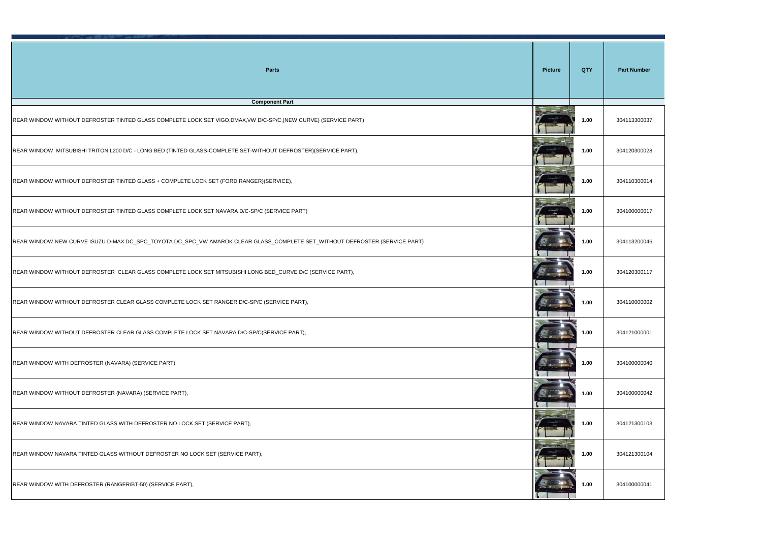| Parts | Picture | QTY | Part Number |
| --- | --- | --- | --- |
| **Component Part** | | | |
| REAR WINDOW WITHOUT DEFROSTER TINTED GLASS COMPLETE LOCK SET VIGO,DMAX,VW D/C-SP/C,(NEW CURVE) (SERVICE PART) | | 1.00 | 304113300037 |
| REAR WINDOW MITSUBISHI TRITON L200 D/C - LONG BED (TINTED GLASS-COMPLETE SET-WITHOUT DEFROSTER)(SERVICE PART), | | 1.00 | 304120300028 |
| REAR WINDOW WITHOUT DEFROSTER TINTED GLASS + COMPLETE LOCK SET (FORD RANGER)(SERVICE), | | 1.00 | 304110300014 |
| REAR WINDOW WITHOUT DEFROSTER TINTED GLASS COMPLETE LOCK SET NAVARA D/C-SP/C (SERVICE PART) | | 1.00 | 304100000017 |
| REAR WINDOW NEW CURVE ISUZU D-MAX DC_SPC_TOYOTA DC_SPC_VW AMAROK CLEAR GLASS_COMPLETE SET_WITHOUT DEFROSTER (SERVICE PART) | | 1.00 | 304113200046 |
| REAR WINDOW WITHOUT DEFROSTER CLEAR GLASS COMPLETE LOCK SET MITSUBISHI LONG BED_CURVE D/C (SERVICE PART), | | 1.00 | 304120300117 |
| REAR WINDOW WITHOUT DEFROSTER CLEAR GLASS COMPLETE LOCK SET RANGER D/C-SP/C (SERVICE PART), | | 1.00 | 304110000002 |
| REAR WINDOW WITHOUT DEFROSTER CLEAR GLASS COMPLETE LOCK SET NAVARA D/C-SP/C(SERVICE PART), | | 1.00 | 304121000001 |
| REAR WINDOW WITH DEFROSTER (NAVARA) (SERVICE PART), | | 1.00 | 304100000040 |
| REAR WINDOW WITHOUT DEFROSTER (NAVARA) (SERVICE PART), | | 1.00 | 304100000042 |
| REAR WINDOW NAVARA TINTED GLASS WITH DEFROSTER NO LOCK SET (SERVICE PART), | | 1.00 | 304121300103 |
| REAR WINDOW NAVARA TINTED GLASS WITHOUT DEFROSTER NO LOCK SET (SERVICE PART), | | 1.00 | 304121300104 |
| REAR WINDOW WITH DEFROSTER (RANGER/BT-50) (SERVICE PART), | | 1.00 | 304100000041 |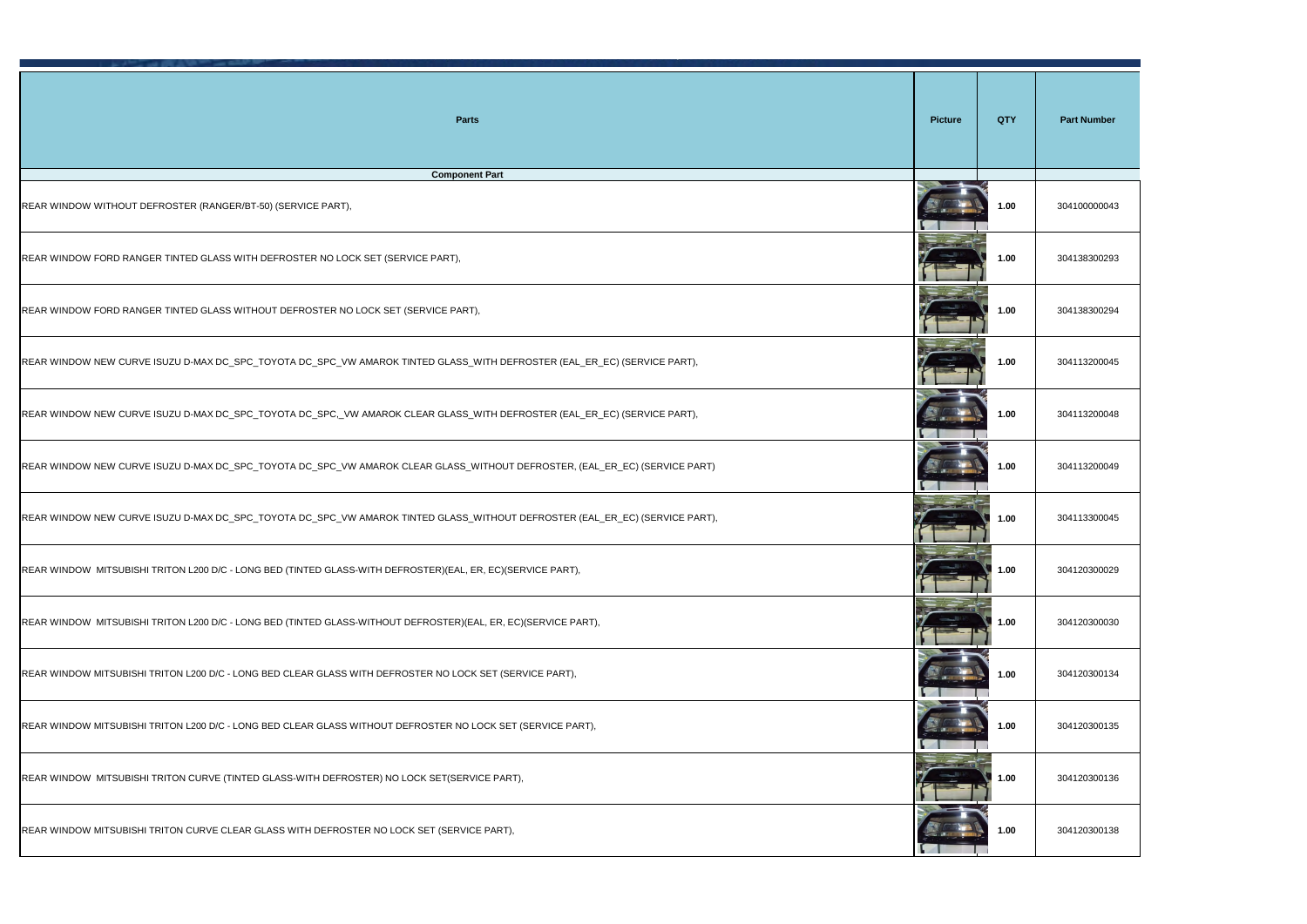| Parts | Picture | QTY | Part Number |
|---|---|---|---|
| **Component Part** | | | |
| REAR WINDOW WITHOUT DEFROSTER (RANGER/BT-50) (SERVICE PART), | | 1.00 | 304100000043 |
| REAR WINDOW FORD RANGER TINTED GLASS WITH DEFROSTER NO LOCK SET (SERVICE PART), | | 1.00 | 304138300293 |
| REAR WINDOW FORD RANGER TINTED GLASS WITHOUT DEFROSTER NO LOCK SET (SERVICE PART), | | 1.00 | 304138300294 |
| REAR WINDOW NEW CURVE ISUZU D-MAX DC_SPC_TOYOTA DC_SPC_VW AMAROK TINTED GLASS_WITH DEFROSTER (EAL_ER_EC) (SERVICE PART), | | 1.00 | 304113200045 |
| REAR WINDOW NEW CURVE ISUZU D-MAX DC_SPC_TOYOTA DC_SPC,_VW AMAROK CLEAR GLASS_WITH DEFROSTER (EAL_ER_EC) (SERVICE PART), | | 1.00 | 304113200048 |
| REAR WINDOW NEW CURVE ISUZU D-MAX DC_SPC_TOYOTA DC_SPC_VW AMAROK CLEAR GLASS_WITHOUT DEFROSTER, (EAL_ER_EC) (SERVICE PART) | | 1.00 | 304113200049 |
| REAR WINDOW NEW CURVE ISUZU D-MAX DC_SPC_TOYOTA DC_SPC_VW AMAROK TINTED GLASS_WITHOUT DEFROSTER (EAL_ER_EC) (SERVICE PART), | | 1.00 | 304113300045 |
| REAR WINDOW MITSUBISHI TRITON L200 D/C - LONG BED (TINTED GLASS-WITH DEFROSTER)(EAL, ER, EC)(SERVICE PART), | | 1.00 | 304120300029 |
| REAR WINDOW MITSUBISHI TRITON L200 D/C - LONG BED (TINTED GLASS-WITHOUT DEFROSTER)(EAL, ER, EC)(SERVICE PART), | | 1.00 | 304120300030 |
| REAR WINDOW MITSUBISHI TRITON L200 D/C - LONG BED CLEAR GLASS WITH DEFROSTER NO LOCK SET (SERVICE PART), | | 1.00 | 304120300134 |
| REAR WINDOW MITSUBISHI TRITON L200 D/C - LONG BED CLEAR GLASS WITHOUT DEFROSTER NO LOCK SET (SERVICE PART), | | 1.00 | 304120300135 |
| REAR WINDOW MITSUBISHI TRITON CURVE (TINTED GLASS-WITH DEFROSTER) NO LOCK SET(SERVICE PART), | | 1.00 | 304120300136 |
| REAR WINDOW MITSUBISHI TRITON CURVE CLEAR GLASS WITH DEFROSTER NO LOCK SET (SERVICE PART), | | 1.00 | 304120300138 |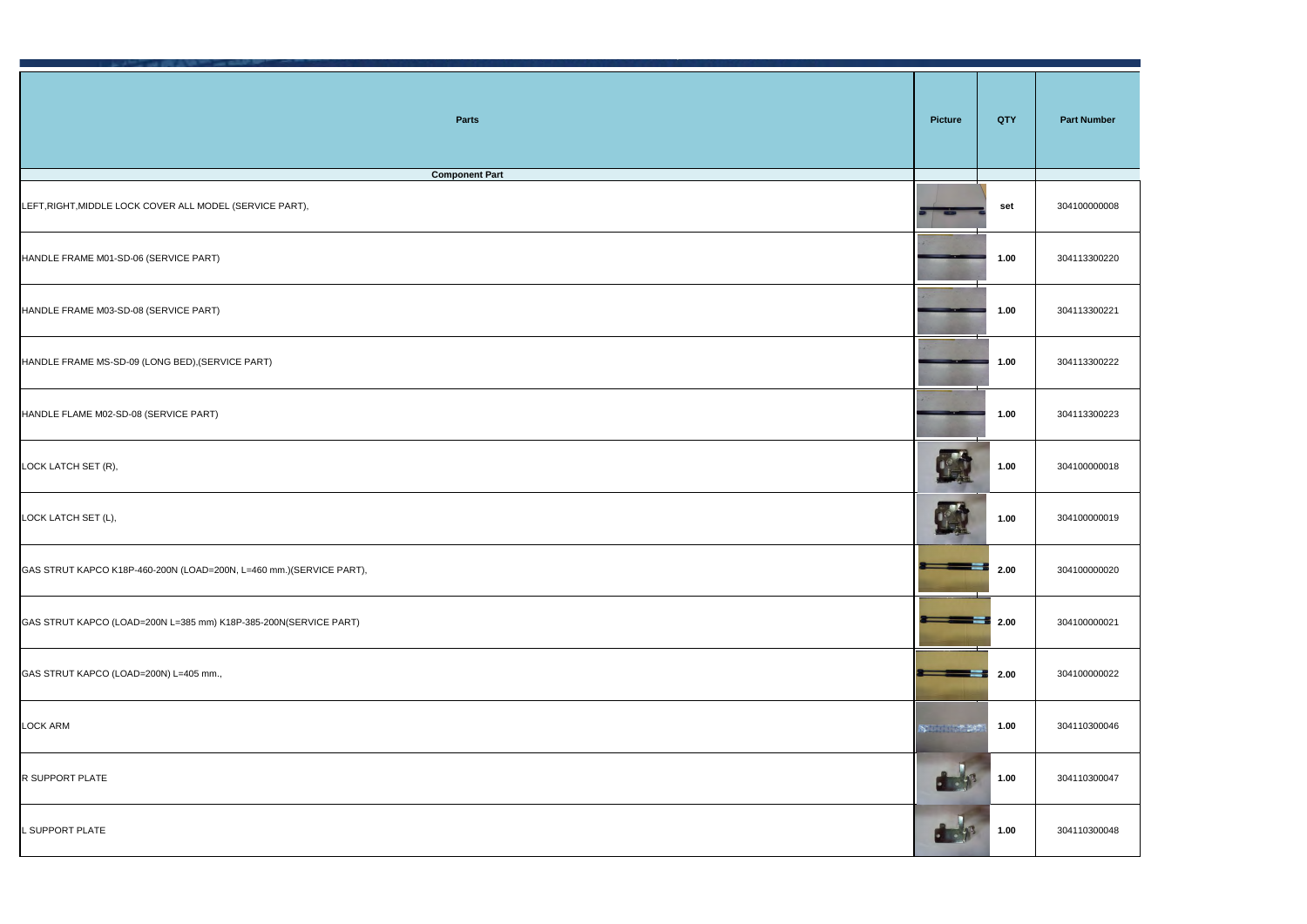| Parts | Picture | QTY | Part Number |
|---|---|---|---|
| **Component Part** | | | |
| LEFT,RIGHT,MIDDLE LOCK COVER ALL MODEL (SERVICE PART), | | set | 304100000008 |
| HANDLE FRAME M01-SD-06 (SERVICE PART) | | 1.00 | 304113300220 |
| HANDLE FRAME M03-SD-08 (SERVICE PART) | | 1.00 | 304113300221 |
| HANDLE FRAME MS-SD-09 (LONG BED),(SERVICE PART) | | 1.00 | 304113300222 |
| HANDLE FLAME M02-SD-08 (SERVICE PART) | | 1.00 | 304113300223 |
| LOCK LATCH SET (R), | | 1.00 | 304100000018 |
| LOCK LATCH SET (L), | | 1.00 | 304100000019 |
| GAS STRUT KAPCO K18P-460-200N (LOAD=200N, L=460 mm.)(SERVICE PART), | | 2.00 | 304100000020 |
| GAS STRUT KAPCO (LOAD=200N L=385 mm) K18P-385-200N(SERVICE PART) | | 2.00 | 304100000021 |
| GAS STRUT KAPCO (LOAD=200N) L=405 mm., | | 2.00 | 304100000022 |
| LOCK ARM | | 1.00 | 304110300046 |
| R SUPPORT PLATE | | 1.00 | 304110300047 |
| L SUPPORT PLATE | | 1.00 | 304110300048 |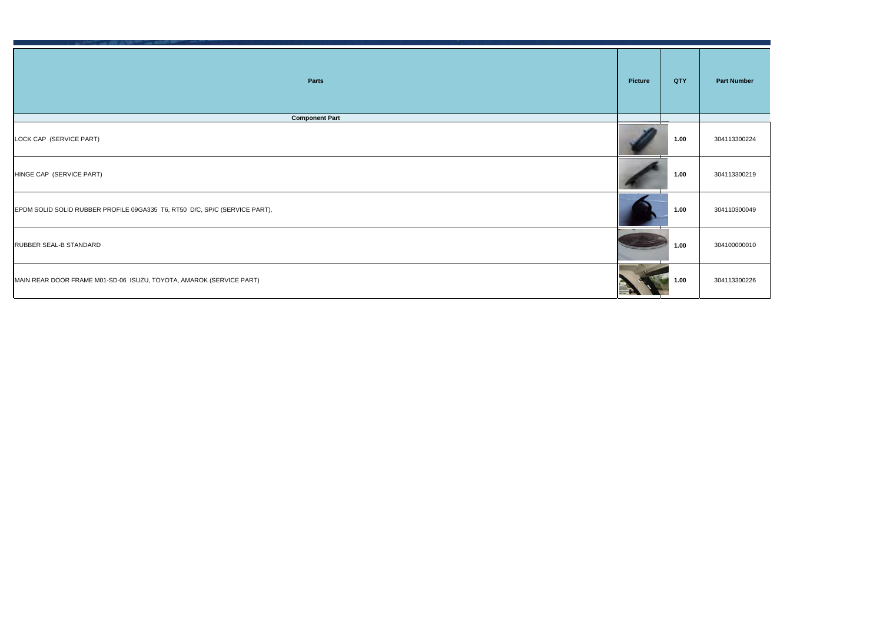| Parts | Picture | QTY | Part Number |
|---|---|---|---|
| **Component Part** | | | |
| LOCK CAP (SERVICE PART) | | 1.00 | 304113300224 |
| HINGE CAP (SERVICE PART) | | 1.00 | 304113300219 |
| EPDM SOLID SOLID RUBBER PROFILE 09GA335 T6, RT50 D/C, SP/C (SERVICE PART), | | 1.00 | 304110300049 |
| RUBBER SEAL-B STANDARD | | 1.00 | 304100000010 |
| MAIN REAR DOOR FRAME M01-SD-06 ISUZU, TOYOTA, AMAROK (SERVICE PART) | | 1.00 | 304113300226 |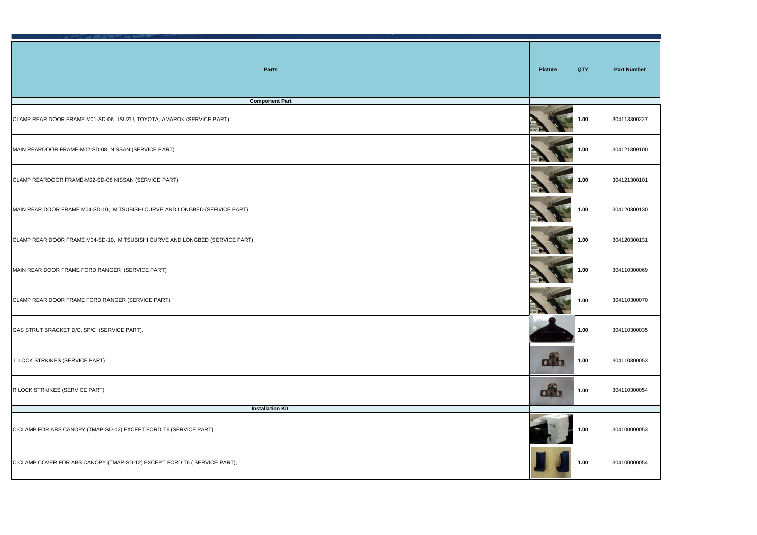| Parts | Picture | QTY | Part Number |
|---|---|---|---|
| **Component Part** | | | |
| CLAMP REAR DOOR FRAME M01-SD-06 ISUZU, TOYOTA, AMAROK (SERVICE PART) | | 1.00 | 304113300227 |
| MAIN REARDOOR FRAME-M02-SD-08 NISSAN (SERVICE PART) | | 1.00 | 304121300100 |
| CLAMP REARDOOR FRAME-M02-SD-08 NISSAN (SERVICE PART) | | 1.00 | 304121300101 |
| MAIN REAR DOOR FRAME M04-SD-10, MITSUBISHI CURVE AND LONGBED (SERVICE PART) | | 1.00 | 304120300130 |
| CLAMP REAR DOOR FRAME M04-SD-10, MITSUBISHI CURVE AND LONGBED (SERVICE PART) | | 1.00 | 304120300131 |
| MAIN REAR DOOR FRAME FORD RANGER (SERVICE PART) | | 1.00 | 304110300069 |
| CLAMP REAR DOOR FRAME FORD RANGER (SERVICE PART) | | 1.00 | 304110300070 |
| GAS STRUT BRACKET D/C, SP/C (SERVICE PART), | | 1.00 | 304110300035 |
| L LOCK STRKIKES (SERVICE PART) | | 1.00 | 304110300053 |
| R LOCK STRKIKES (SERVICE PART) | | 1.00 | 304110300054 |
| **Installation Kit** | | | |
| C-CLAMP FOR ABS CANOPY (TMAP-SD-12) EXCEPT FORD T6 (SERVICE PART), | | 1.00 | 304100000053 |
| C-CLAMP COVER FOR ABS CANOPY (TMAP-SD-12) EXCEPT FORD T6 ( SERVICE PART), | | 1.00 | 304100000054 |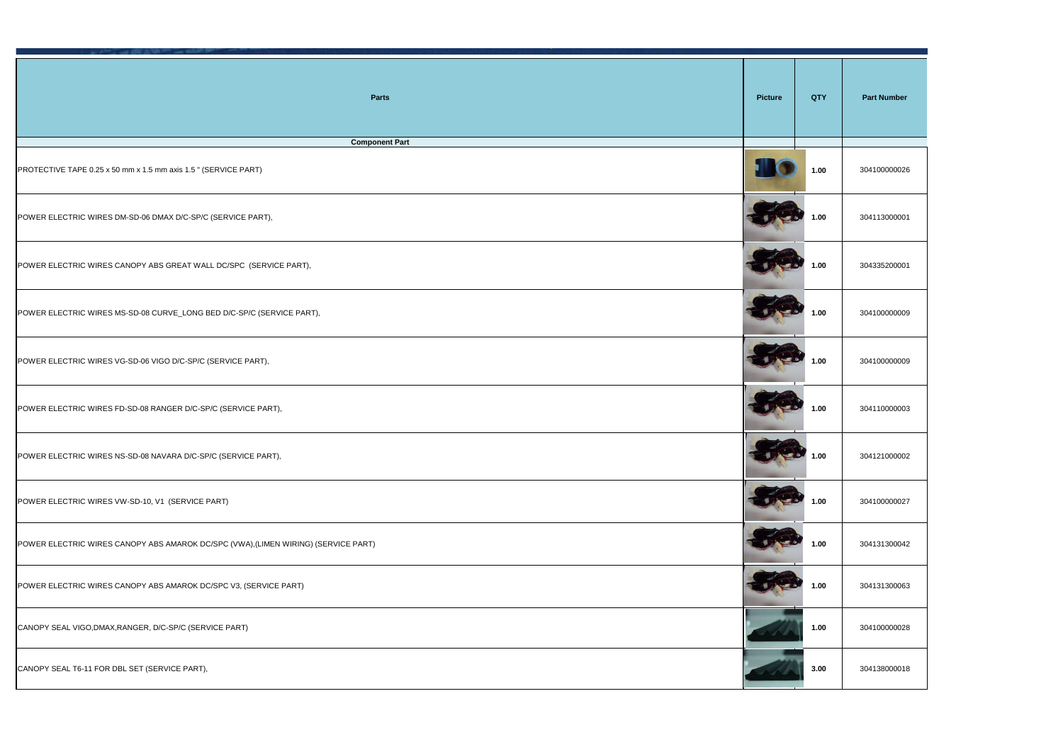| Parts | Picture | QTY | Part Number |
| --- | --- | --- | --- |
| **Component Part** | | | |
| PROTECTIVE TAPE 0.25 x 50 mm x 1.5 mm axis 1.5 " (SERVICE PART) | | 1.00 | 304100000026 |
| POWER ELECTRIC WIRES DM-SD-06 DMAX D/C-SP/C (SERVICE PART), | | 1.00 | 304113000001 |
| POWER ELECTRIC WIRES CANOPY ABS GREAT WALL DC/SPC (SERVICE PART), | | 1.00 | 304335200001 |
| POWER ELECTRIC WIRES MS-SD-08 CURVE_LONG BED D/C-SP/C (SERVICE PART), | | 1.00 | 304100000009 |
| POWER ELECTRIC WIRES VG-SD-06 VIGO D/C-SP/C (SERVICE PART), | | 1.00 | 304100000009 |
| POWER ELECTRIC WIRES FD-SD-08 RANGER D/C-SP/C (SERVICE PART), | | 1.00 | 304110000003 |
| POWER ELECTRIC WIRES NS-SD-08 NAVARA D/C-SP/C (SERVICE PART), | | 1.00 | 304121000002 |
| POWER ELECTRIC WIRES VW-SD-10, V1 (SERVICE PART) | | 1.00 | 304100000027 |
| POWER ELECTRIC WIRES CANOPY ABS AMAROK DC/SPC (VWA),(LIMEN WIRING) (SERVICE PART) | | 1.00 | 304131300042 |
| POWER ELECTRIC WIRES CANOPY ABS AMAROK DC/SPC V3, (SERVICE PART) | | 1.00 | 304131300063 |
| CANOPY SEAL VIGO,DMAX,RANGER, D/C-SP/C (SERVICE PART) | | 1.00 | 304100000028 |
| CANOPY SEAL T6-11 FOR DBL SET (SERVICE PART), | | 3.00 | 304138000018 |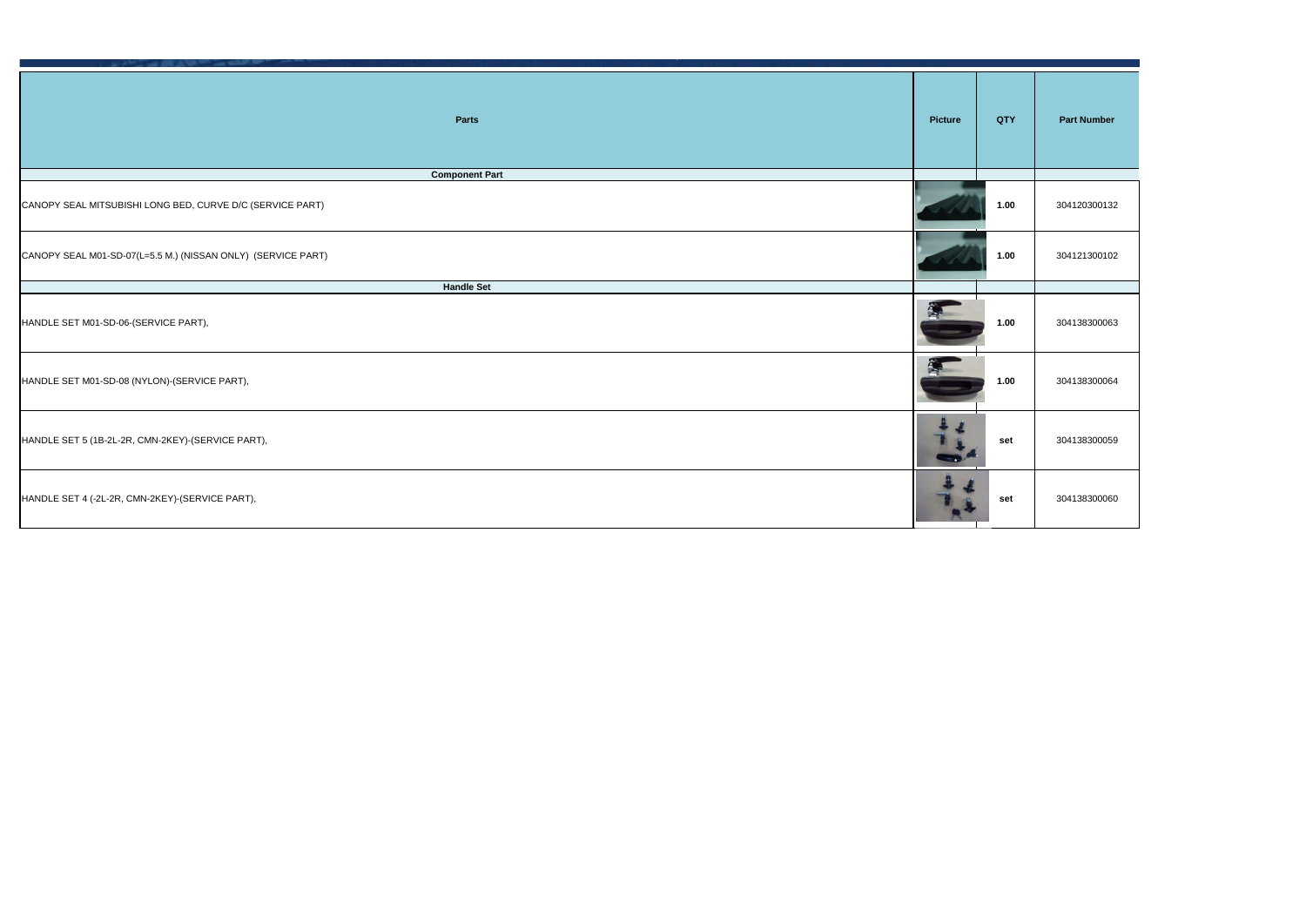| Parts | Picture | QTY | Part Number |
|---|---|---|---|
| **Component Part** | | | |
| CANOPY SEAL MITSUBISHI LONG BED, CURVE D/C (SERVICE PART) | | 1.00 | 304120300132 |
| CANOPY SEAL M01-SD-07(L=5.5 M.) (NISSAN ONLY) (SERVICE PART) | | 1.00 | 304121300102 |
| **Handle Set** | | | |
| HANDLE SET M01-SD-06-(SERVICE PART), | | 1.00 | 304138300063 |
| HANDLE SET M01-SD-08 (NYLON)-(SERVICE PART), | | 1.00 | 304138300064 |
| HANDLE SET 5 (1B-2L-2R, CMN-2KEY)-(SERVICE PART), | | set | 304138300059 |
| HANDLE SET 4 (-2L-2R, CMN-2KEY)-(SERVICE PART), | | set | 304138300060 |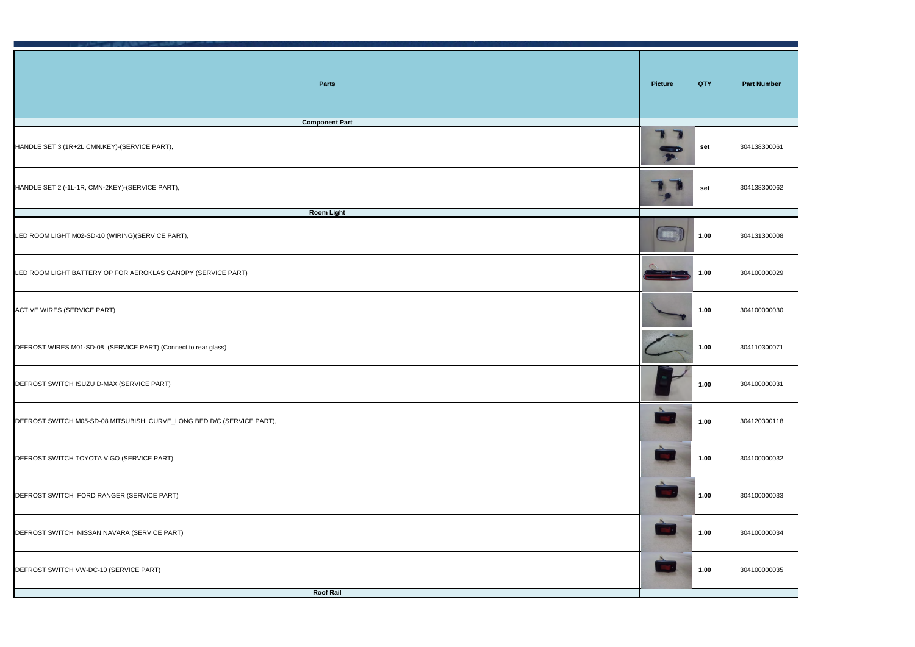| Parts | Picture | QTY | Part Number |
|---|---|---|---|
| **Component Part** | | | |
| HANDLE SET 3 (1R+2L CMN.KEY)-(SERVICE PART), | | set | 304138300061 |
| HANDLE SET 2 (-1L-1R, CMN-2KEY)-(SERVICE PART), | | set | 304138300062 |
| **Room Light** | | | |
| LED ROOM LIGHT M02-SD-10 (WIRING)(SERVICE PART), | | 1.00 | 304131300008 |
| LED ROOM LIGHT BATTERY OP FOR AEROKLAS CANOPY (SERVICE PART) | | 1.00 | 304100000029 |
| ACTIVE WIRES (SERVICE PART) | | 1.00 | 304100000030 |
| DEFROST WIRES M01-SD-08 (SERVICE PART) (Connect to rear glass) | | 1.00 | 304110300071 |
| DEFROST SWITCH ISUZU D-MAX (SERVICE PART) | | 1.00 | 304100000031 |
| DEFROST SWITCH M05-SD-08 MITSUBISHI CURVE_LONG BED D/C (SERVICE PART), | | 1.00 | 304120300118 |
| DEFROST SWITCH TOYOTA VIGO (SERVICE PART) | | 1.00 | 304100000032 |
| DEFROST SWITCH FORD RANGER (SERVICE PART) | | 1.00 | 304100000033 |
| DEFROST SWITCH NISSAN NAVARA (SERVICE PART) | | 1.00 | 304100000034 |
| DEFROST SWITCH VW-DC-10 (SERVICE PART) | | 1.00 | 304100000035 |
| **Roof Rail** | | | |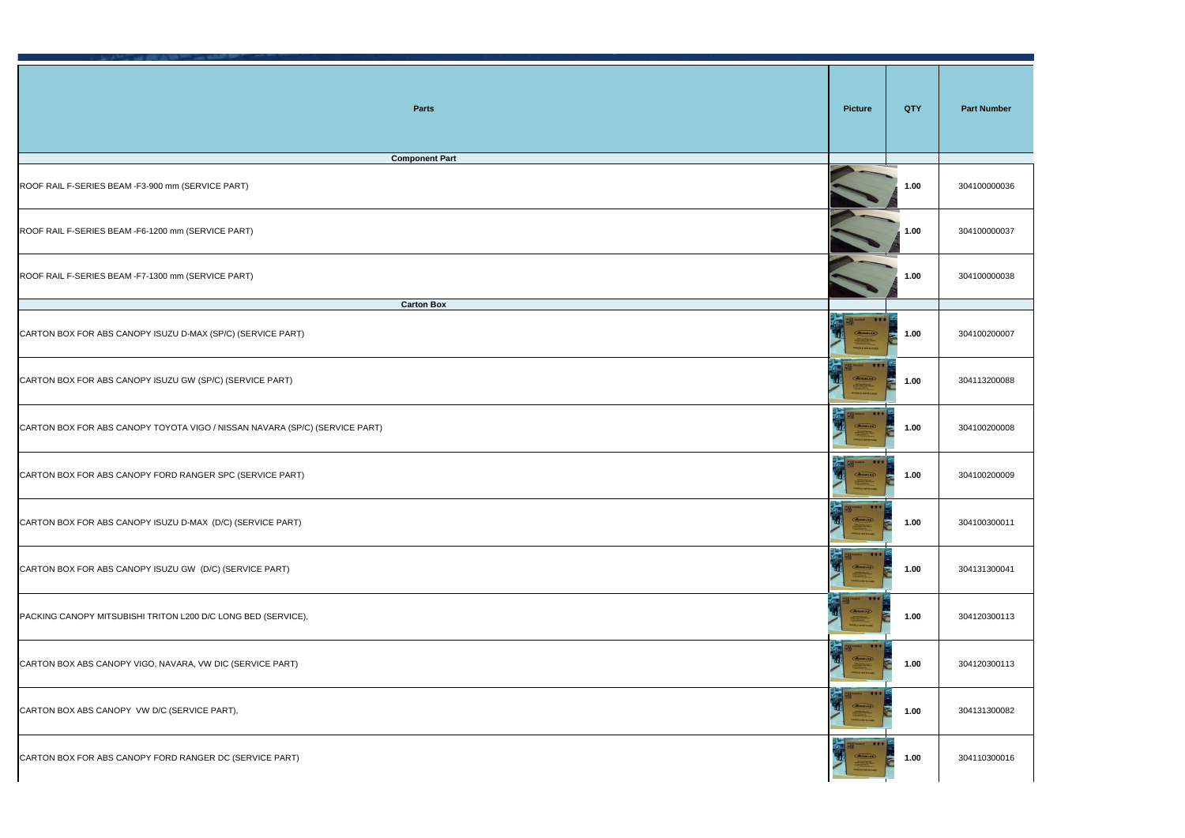| Parts | Picture | QTY | Part Number |
|---|---|---|---|
| **Component Part** | | | |
| ROOF RAIL F-SERIES BEAM -F3-900 mm (SERVICE PART) | | 1.00 | 304100000036 |
| ROOF RAIL F-SERIES BEAM -F6-1200 mm (SERVICE PART) | | 1.00 | 304100000037 |
| ROOF RAIL F-SERIES BEAM -F7-1300 mm (SERVICE PART) | | 1.00 | 304100000038 |
| **Carton Box** | | | |
| CARTON BOX FOR ABS CANOPY ISUZU D-MAX (SP/C) (SERVICE PART) | | 1.00 | 304100200007 |
| CARTON BOX FOR ABS CANOPY ISUZU GW (SP/C) (SERVICE PART) | | 1.00 | 304113200088 |
| CARTON BOX FOR ABS CANOPY TOYOTA VIGO / NISSAN NAVARA (SP/C) (SERVICE PART) | | 1.00 | 304100200008 |
| CARTON BOX FOR ABS CANOPY FORD RANGER SPC (SERVICE PART) | | 1.00 | 304100200009 |
| CARTON BOX FOR ABS CANOPY ISUZU D-MAX (D/C) (SERVICE PART) | | 1.00 | 304100300011 |
| CARTON BOX FOR ABS CANOPY ISUZU GW (D/C) (SERVICE PART) | | 1.00 | 304131300041 |
| PACKING CANOPY MITSUBISHI TRITON L200 D/C LONG BED (SERVICE), | | 1.00 | 304120300113 |
| CARTON BOX ABS CANOPY VIGO, NAVARA, VW DIC (SERVICE PART) | | 1.00 | 304120300113 |
| CARTON BOX ABS CANOPY VW D/C (SERVICE PART), | | 1.00 | 304131300082 |
| CARTON BOX FOR ABS CANOPY FORD RANGER DC (SERVICE PART) | | 1.00 | 304110300016 |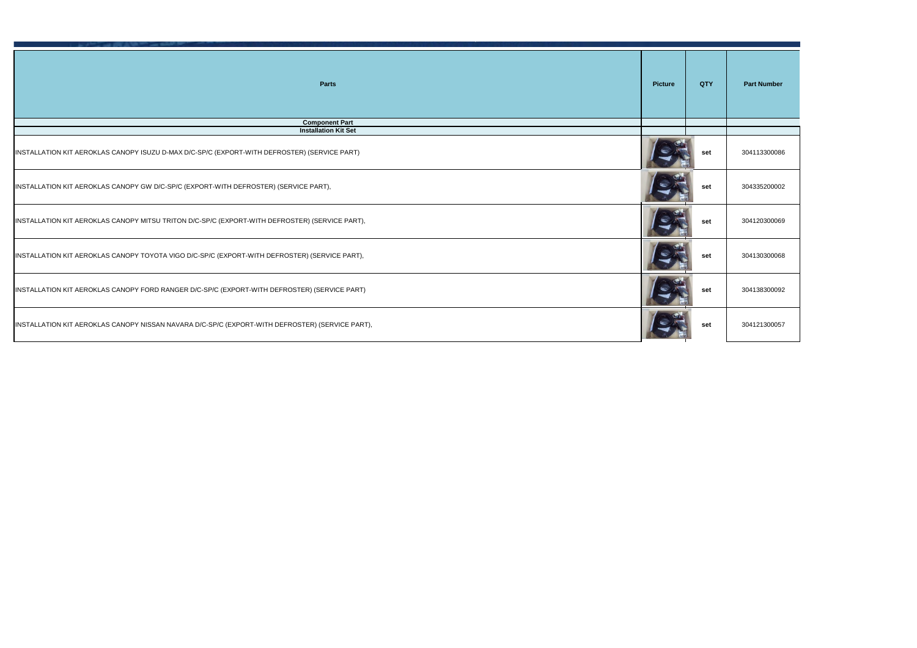| Parts | Picture | QTY | Part Number |
|---|---|---|---|
| **Component Part** | | | |
| **Installation Kit Set** | | | |
| INSTALLATION KIT AEROKLAS CANOPY ISUZU D-MAX D/C-SP/C (EXPORT-WITH DEFROSTER) (SERVICE PART) | | set | 304113300086 |
| INSTALLATION KIT AEROKLAS CANOPY GW D/C-SP/C (EXPORT-WITH DEFROSTER) (SERVICE PART), | | set | 304335200002 |
| INSTALLATION KIT AEROKLAS CANOPY MITSU TRITON D/C-SP/C (EXPORT-WITH DEFROSTER) (SERVICE PART), | | set | 304120300069 |
| INSTALLATION KIT AEROKLAS CANOPY TOYOTA VIGO D/C-SP/C (EXPORT-WITH DEFROSTER) (SERVICE PART), | | set | 304130300068 |
| INSTALLATION KIT AEROKLAS CANOPY FORD RANGER D/C-SP/C (EXPORT-WITH DEFROSTER) (SERVICE PART) | | set | 304138300092 |
| INSTALLATION KIT AEROKLAS CANOPY NISSAN NAVARA D/C-SP/C (EXPORT-WITH DEFROSTER) (SERVICE PART), | | set | 304121300057 |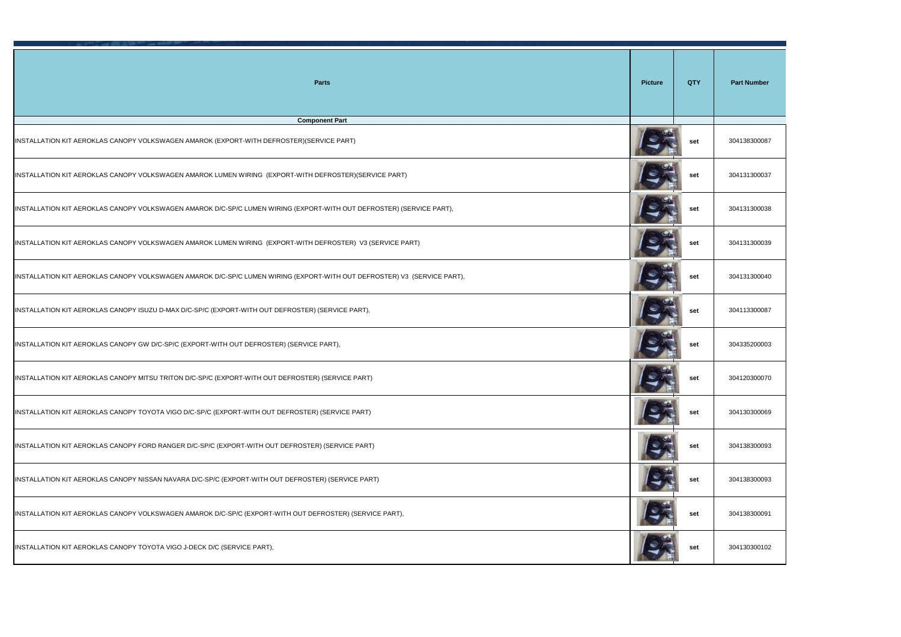| Parts | Picture | QTY | Part Number |
|---|---|---|---|
| **Component Part** | | | |
| INSTALLATION KIT AEROKLAS CANOPY VOLKSWAGEN AMAROK (EXPORT-WITH DEFROSTER)(SERVICE PART) | | set | 304138300087 |
| INSTALLATION KIT AEROKLAS CANOPY VOLKSWAGEN AMAROK LUMEN WIRING (EXPORT-WITH DEFROSTER)(SERVICE PART) | | set | 304131300037 |
| INSTALLATION KIT AEROKLAS CANOPY VOLKSWAGEN AMAROK D/C-SP/C LUMEN WIRING (EXPORT-WITH OUT DEFROSTER) (SERVICE PART), | | set | 304131300038 |
| INSTALLATION KIT AEROKLAS CANOPY VOLKSWAGEN AMAROK LUMEN WIRING (EXPORT-WITH DEFROSTER) V3 (SERVICE PART) | | set | 304131300039 |
| INSTALLATION KIT AEROKLAS CANOPY VOLKSWAGEN AMAROK D/C-SP/C LUMEN WIRING (EXPORT-WITH OUT DEFROSTER) V3 (SERVICE PART), | | set | 304131300040 |
| INSTALLATION KIT AEROKLAS CANOPY ISUZU D-MAX D/C-SP/C (EXPORT-WITH OUT DEFROSTER) (SERVICE PART), | | set | 304113300087 |
| INSTALLATION KIT AEROKLAS CANOPY GW D/C-SP/C (EXPORT-WITH OUT DEFROSTER) (SERVICE PART), | | set | 304335200003 |
| INSTALLATION KIT AEROKLAS CANOPY MITSU TRITON D/C-SP/C (EXPORT-WITH OUT DEFROSTER) (SERVICE PART) | | set | 304120300070 |
| INSTALLATION KIT AEROKLAS CANOPY TOYOTA VIGO D/C-SP/C (EXPORT-WITH OUT DEFROSTER) (SERVICE PART) | | set | 304130300069 |
| INSTALLATION KIT AEROKLAS CANOPY FORD RANGER D/C-SP/C (EXPORT-WITH OUT DEFROSTER) (SERVICE PART) | | set | 304138300093 |
| INSTALLATION KIT AEROKLAS CANOPY NISSAN NAVARA D/C-SP/C (EXPORT-WITH OUT DEFROSTER) (SERVICE PART) | | set | 304138300093 |
| INSTALLATION KIT AEROKLAS CANOPY VOLKSWAGEN AMAROK D/C-SP/C (EXPORT-WITH OUT DEFROSTER) (SERVICE PART), | | set | 304138300091 |
| INSTALLATION KIT AEROKLAS CANOPY TOYOTA VIGO J-DECK D/C (SERVICE PART), | | set | 304130300102 |